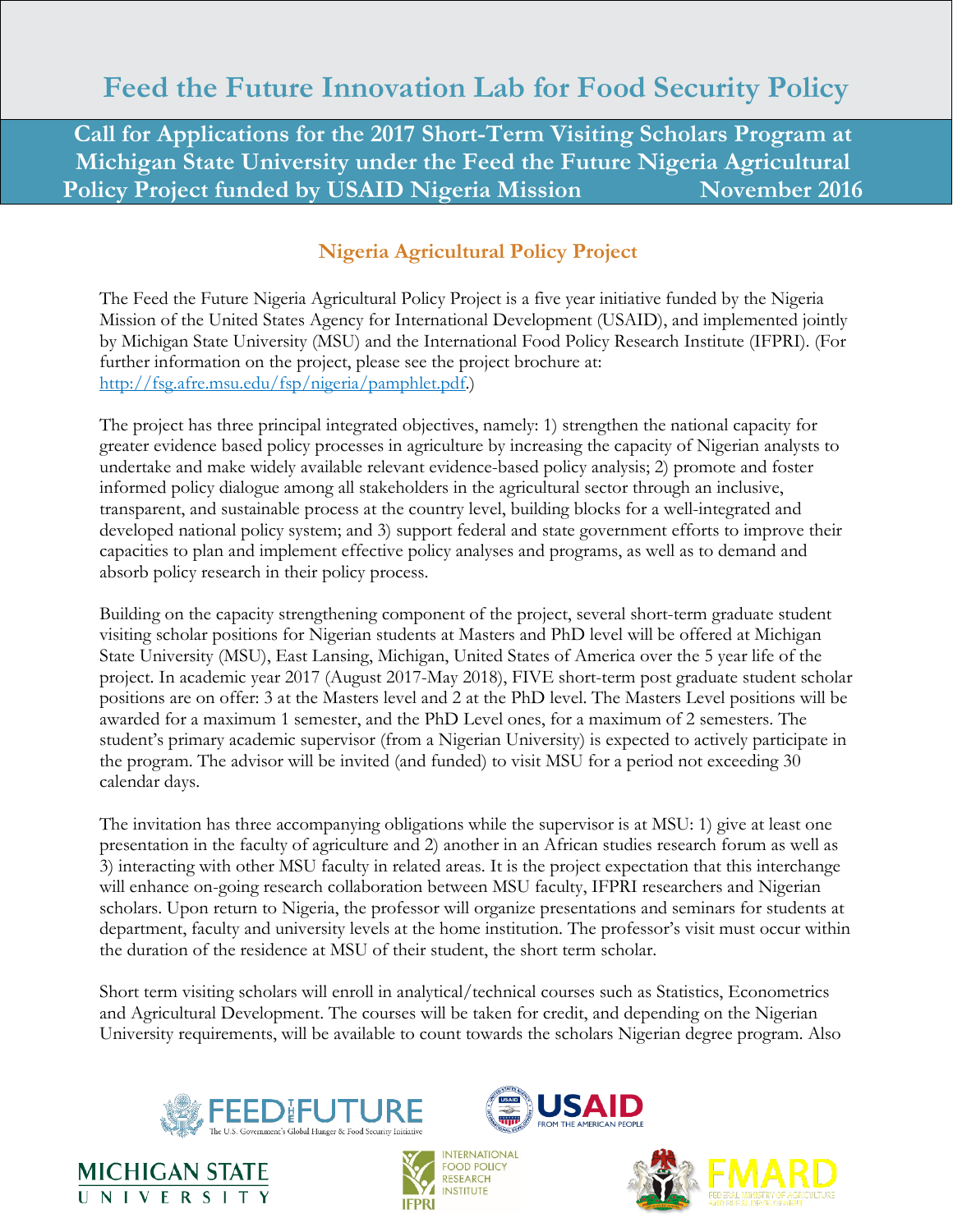# Feed the Future Innovation Lab for Food Security Policy

## Call for Applications for the 2017 Short-Term Visiting Scholars Program at Michigan State University under the Feed the Future Nigeria Agricultural Policy Project funded by USAID Nigeria Mission November 2016

### Nigeria Agricultural Policy Project

The Feed the Future Nigeria Agricultural Policy Project is a five year initiative funded by the Nigeria Mission of the United States Agency for International Development (USAID), and implemented jointly by Michigan State University (MSU) and the International Food Policy Research Institute (IFPRI). (For further information on the project, please see the project brochure at: http://fsg.afre.msu.edu/fsp/nigeria/pamphlet.pdf.)

The project has three principal integrated objectives, namely: 1) strengthen the national capacity for greater evidence based policy processes in agriculture by increasing the capacity of Nigerian analysts to undertake and make widely available relevant evidence-based policy analysis; 2) promote and foster informed policy dialogue among all stakeholders in the agricultural sector through an inclusive, transparent, and sustainable process at the country level, building blocks for a well-integrated and developed national policy system; and 3) support federal and state government efforts to improve their capacities to plan and implement effective policy analyses and programs, as well as to demand and absorb policy research in their policy process.

Building on the capacity strengthening component of the project, several short-term graduate student visiting scholar positions for Nigerian students at Masters and PhD level will be offered at Michigan State University (MSU), East Lansing, Michigan, United States of America over the 5 year life of the project. In academic year 2017 (August 2017-May 2018), FIVE short-term post graduate student scholar positions are on offer: 3 at the Masters level and 2 at the PhD level. The Masters Level positions will be awarded for a maximum 1 semester, and the PhD Level ones, for a maximum of 2 semesters. The student's primary academic supervisor (from a Nigerian University) is expected to actively participate in the program. The advisor will be invited (and funded) to visit MSU for a period not exceeding 30 calendar days.

The invitation has three accompanying obligations while the supervisor is at MSU: 1) give at least one presentation in the faculty of agriculture and 2) another in an African studies research forum as well as 3) interacting with other MSU faculty in related areas. It is the project expectation that this interchange will enhance on-going research collaboration between MSU faculty, IFPRI researchers and Nigerian scholars. Upon return to Nigeria, the professor will organize presentations and seminars for students at department, faculty and university levels at the home institution. The professor's visit must occur within the duration of the residence at MSU of their student, the short term scholar.

Short term visiting scholars will enroll in analytical/technical courses such as Statistics, Econometrics and Agricultural Development. The courses will be taken for credit, and depending on the Nigerian University requirements, will be available to count towards the scholars Nigerian degree program. Also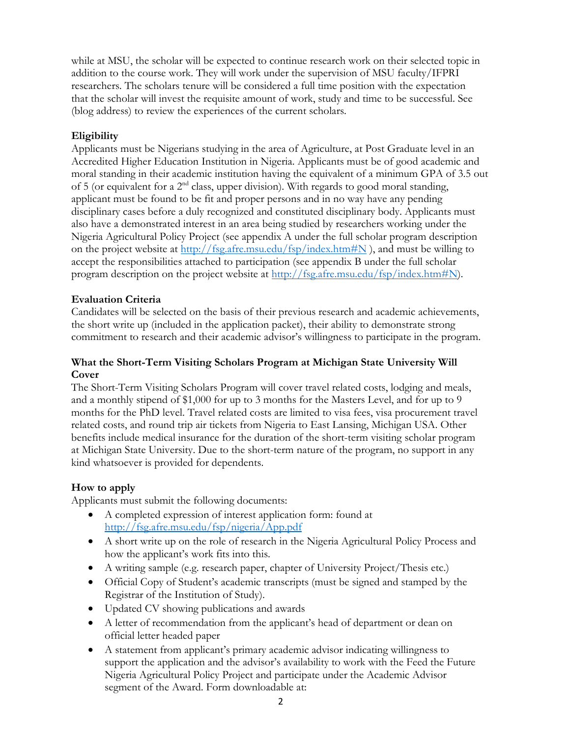while at MSU, the scholar will be expected to continue research work on their selected topic in addition to the course work. They will work under the supervision of MSU faculty/IFPRI researchers. The scholars tenure will be considered a full time position with the expectation that the scholar will invest the requisite amount of work, study and time to be successful. See (blog address) to review the experiences of the current scholars.

**Eligibility**

Applicants must be Nigerians studying in the area of Agriculture, at Post Graduate level in an Accredited Higher Education Institution in Nigeria. Applicants must be of good academic and moral standing in their academic institution having the equivalent of a minimum GPA of 3.5 out of 5 (or equivalent for a 2nd class, upper division). With regards to good moral standing, applicant must be found to be fit and proper persons and in no way have any pending disciplinary cases before a duly recognized and constituted disciplinary body. Applicants must also have a demonstrated interest in an area being studied by researchers working under the Nigeria Agricultural Policy Project (see appendix A under the full scholar program description on the project website at http://fsg.afre.msu.edu/fsp/index.htm#N ), and must be willing to accept the responsibilities attached to participation (see appendix B under the full scholar program description on the project website at http://fsg.afre.msu.edu/fsp/index.htm#N).

**Evaluation Criteria**

Candidates will be selected on the basis of their previous research and academic achievements, the short write up (included in the application packet), their ability to demonstrate strong commitment to research and their academic advisor's willingness to participate in the program.

**What the Short-Term Visiting Scholars Program at Michigan State University Will Cover**

The Short-Term Visiting Scholars Program will cover travel related costs, lodging and meals, and a monthly stipend of $1,000 for up to 3 months for the Masters Level, and for up to 9 months for the PhD level. Travel related costs are limited to visa fees, visa procurement travel related costs, and round trip air tickets from Nigeria to East Lansing, Michigan USA. Other benefits include medical insurance for the duration of the short-term visiting scholar program at Michigan State University. Due to the short-term nature of the program, no support in any kind whatsoever is provided for dependents.

**How to apply**

Applicants must submit the following documents:

- A completed expression of interest application form: found at http://fsg.afre.msu.edu/fsp/nigeria/App.pdf
- A short write up on the role of research in the Nigeria Agricultural Policy Process and how the applicant's work fits into this.
- A writing sample (e.g. research paper, chapter of University Project/Thesis etc.)
- Official Copy of Student's academic transcripts (must be signed and stamped by the Registrar of the Institution of Study).
- Updated CV showing publications and awards
- A letter of recommendation from the applicant's head of department or dean on official letter headed paper
- A statement from applicant's primary academic advisor indicating willingness to support the application and the advisor's availability to work with the Feed the Future Nigeria Agricultural Policy Project and participate under the Academic Advisor segment of the Award. Form downloadable at: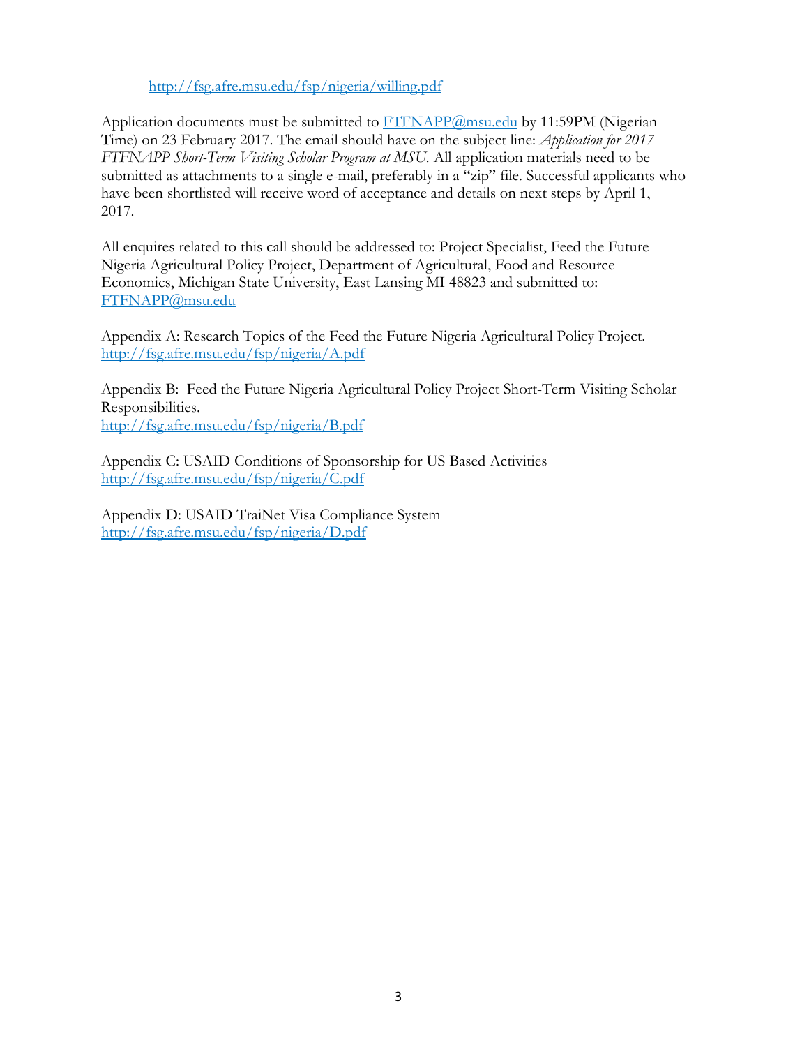http://fsg.afre.msu.edu/fsp/nigeria/willing.pdf

Application documents must be submitted to FTFNAPP@msu.edu by 11:59PM (Nigerian Time) on 23 February 2017. The email should have on the subject line: *Application for 2017 FTFNAPP Short-Term Visiting Scholar Program at MSU.* All application materials need to be submitted as attachments to a single e-mail, preferably in a "zip" file. Successful applicants who have been shortlisted will receive word of acceptance and details on next steps by April 1, 2017.

All enquires related to this call should be addressed to: Project Specialist, Feed the Future Nigeria Agricultural Policy Project, Department of Agricultural, Food and Resource Economics, Michigan State University, East Lansing MI 48823 and submitted to: FTFNAPP@msu.edu

Appendix A: Research Topics of the Feed the Future Nigeria Agricultural Policy Project.
http://fsg.afre.msu.edu/fsp/nigeria/A.pdf

Appendix B: Feed the Future Nigeria Agricultural Policy Project Short-Term Visiting Scholar Responsibilities.
http://fsg.afre.msu.edu/fsp/nigeria/B.pdf

Appendix C: USAID Conditions of Sponsorship for US Based Activities
http://fsg.afre.msu.edu/fsp/nigeria/C.pdf

Appendix D: USAID TraiNet Visa Compliance System
http://fsg.afre.msu.edu/fsp/nigeria/D.pdf